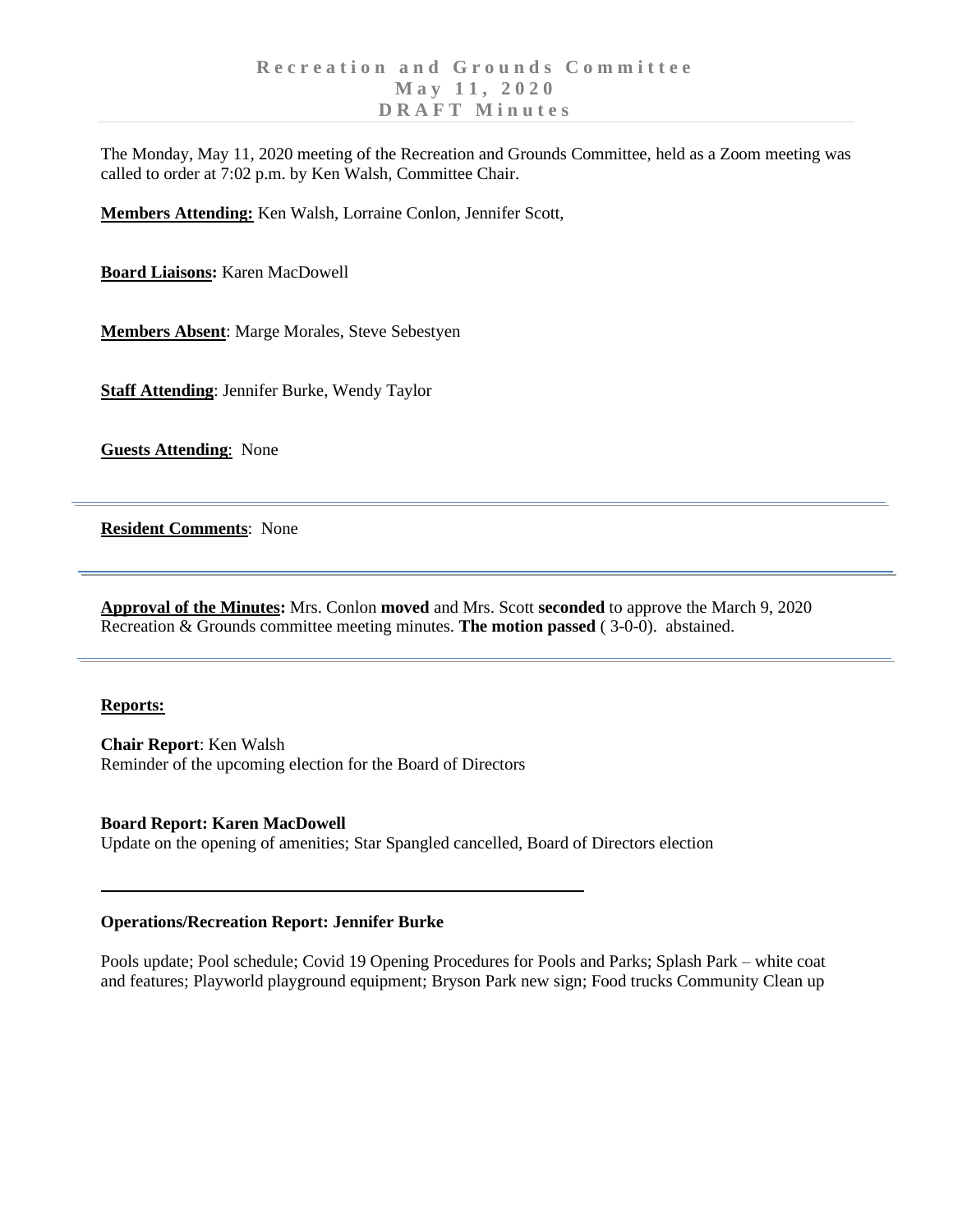# Recreation and Grounds Committee
## May 11, 2020
## DRAFT Minutes

The Monday, May 11, 2020 meeting of the Recreation and Grounds Committee, held as a Zoom meeting was called to order at 7:02 p.m. by Ken Walsh, Committee Chair.

**Members Attending:** Ken Walsh, Lorraine Conlon, Jennifer Scott,

**Board Liaisons:** Karen MacDowell

**Members Absent**: Marge Morales, Steve Sebestyen

**Staff Attending**: Jennifer Burke, Wendy Taylor

**Guests Attending**: None

---

**Resident Comments**: None

---

**Approval of the Minutes:** Mrs. Conlon **moved** and Mrs. Scott **seconded** to approve the March 9, 2020 Recreation & Grounds committee meeting minutes. **The motion passed** ( 3-0-0). abstained.

---

**Reports:**

**Chair Report**: Ken Walsh
Reminder of the upcoming election for the Board of Directors

**Board Report: Karen MacDowell**
Update on the opening of amenities; Star Spangled cancelled, Board of Directors election

---

**Operations/Recreation Report: Jennifer Burke**

Pools update; Pool schedule; Covid 19 Opening Procedures for Pools and Parks; Splash Park – white coat and features; Playworld playground equipment; Bryson Park new sign; Food trucks Community Clean up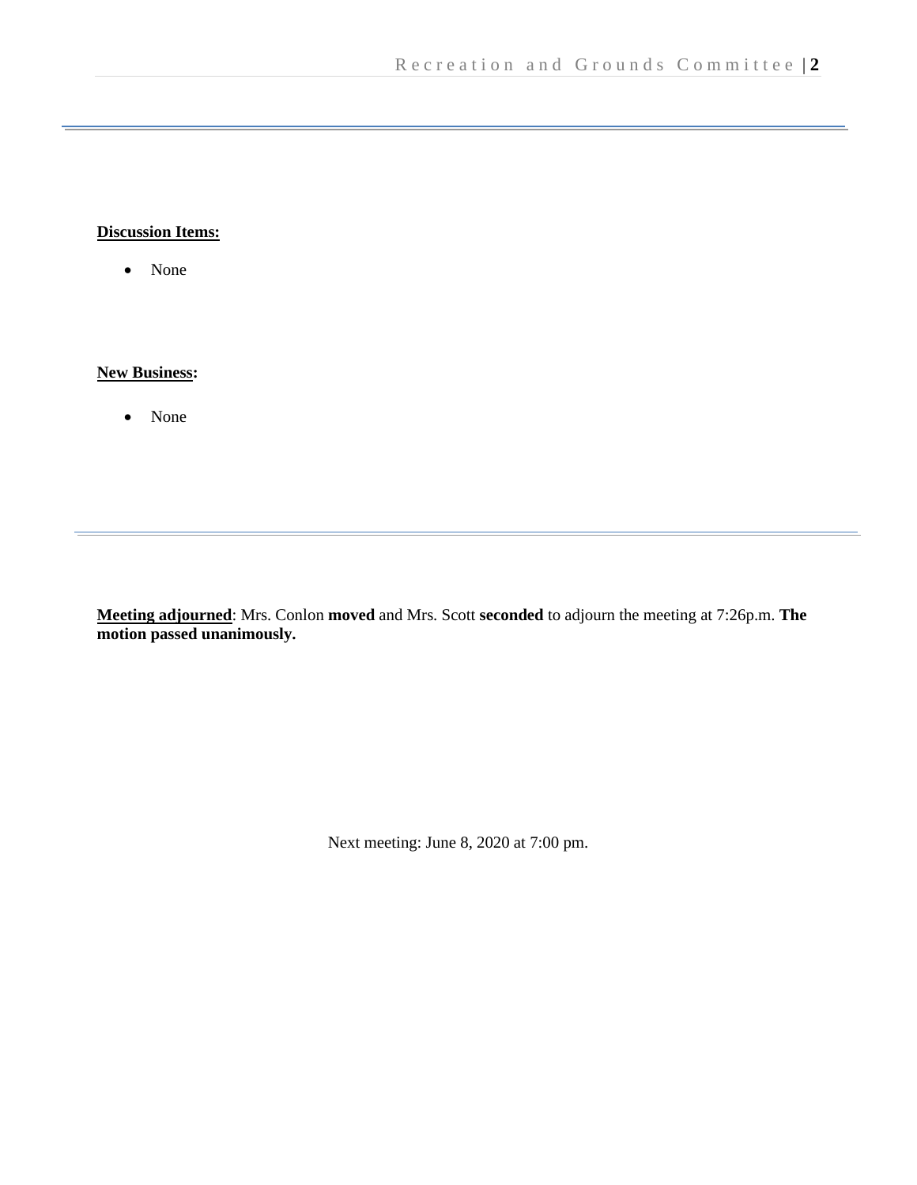**Discussion Items:**

- None

**New Business:**

- None

---

**Meeting adjourned**: Mrs. Conlon **moved** and Mrs. Scott **seconded** to adjourn the meeting at 7:26p.m. **The motion passed unanimously.**

Next meeting: June 8, 2020 at 7:00 pm.